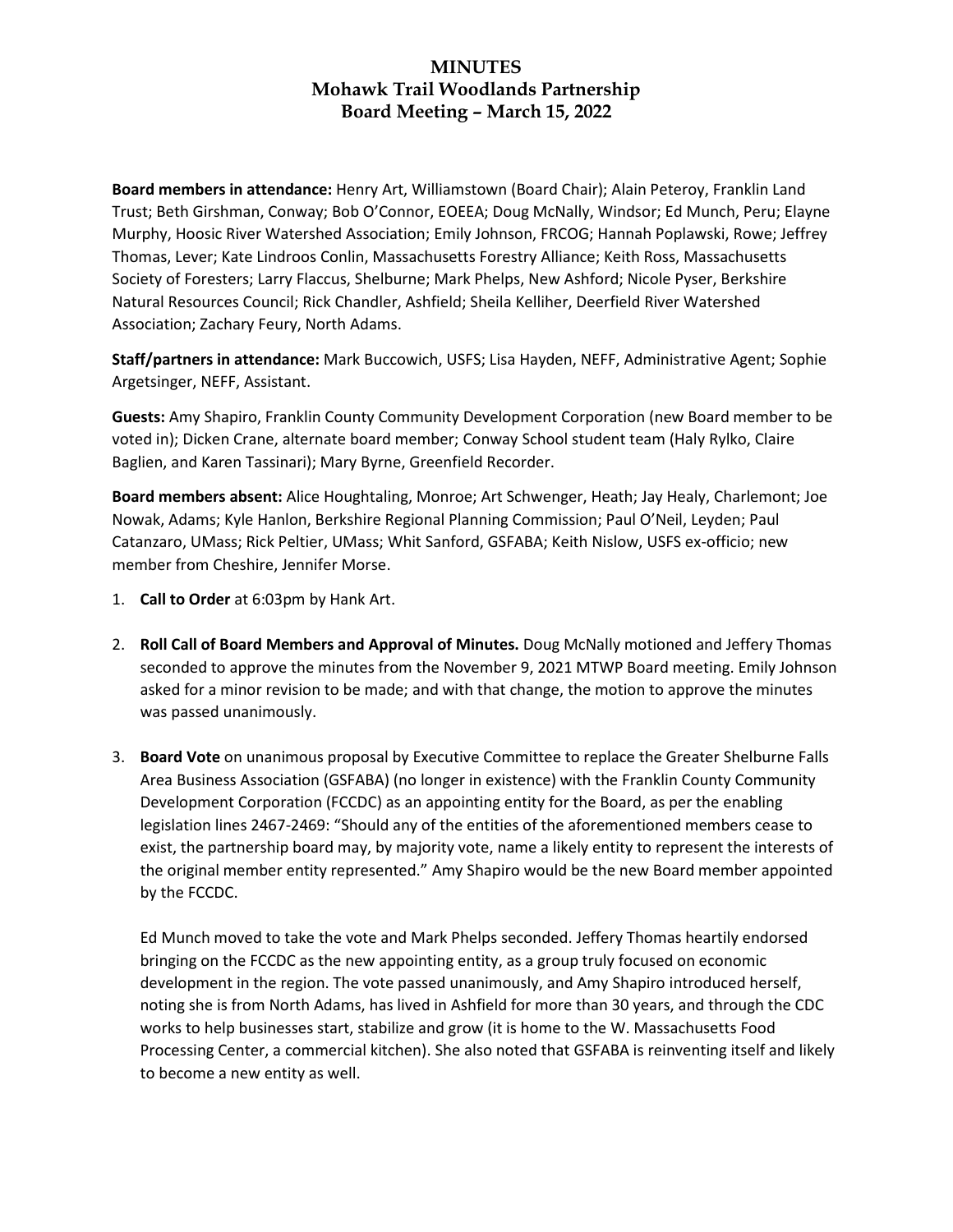# MINUTES
## Mohawk Trail Woodlands Partnership
## Board Meeting – March 15, 2022

**Board members in attendance:** Henry Art, Williamstown (Board Chair); Alain Peteroy, Franklin Land Trust; Beth Girshman, Conway; Bob O'Connor, EOEEA; Doug McNally, Windsor; Ed Munch, Peru; Elayne Murphy, Hoosic River Watershed Association; Emily Johnson, FRCOG; Hannah Poplawski, Rowe; Jeffrey Thomas, Lever; Kate Lindroos Conlin, Massachusetts Forestry Alliance; Keith Ross, Massachusetts Society of Foresters; Larry Flaccus, Shelburne; Mark Phelps, New Ashford; Nicole Pyser, Berkshire Natural Resources Council; Rick Chandler, Ashfield; Sheila Kelliher, Deerfield River Watershed Association; Zachary Feury, North Adams.

**Staff/partners in attendance:** Mark Buccowich, USFS; Lisa Hayden, NEFF, Administrative Agent; Sophie Argetsinger, NEFF, Assistant.

**Guests:** Amy Shapiro, Franklin County Community Development Corporation (new Board member to be voted in); Dicken Crane, alternate board member; Conway School student team (Haly Rylko, Claire Baglien, and Karen Tassinari); Mary Byrne, Greenfield Recorder.

**Board members absent:** Alice Houghtaling, Monroe; Art Schwenger, Heath; Jay Healy, Charlemont; Joe Nowak, Adams; Kyle Hanlon, Berkshire Regional Planning Commission; Paul O'Neil, Leyden; Paul Catanzaro, UMass; Rick Peltier, UMass; Whit Sanford, GSFABA; Keith Nislow, USFS ex-officio; new member from Cheshire, Jennifer Morse.

1. **Call to Order** at 6:03pm by Hank Art.

2. **Roll Call of Board Members and Approval of Minutes.** Doug McNally motioned and Jeffery Thomas seconded to approve the minutes from the November 9, 2021 MTWP Board meeting. Emily Johnson asked for a minor revision to be made; and with that change, the motion to approve the minutes was passed unanimously.

3. **Board Vote** on unanimous proposal by Executive Committee to replace the Greater Shelburne Falls Area Business Association (GSFABA) (no longer in existence) with the Franklin County Community Development Corporation (FCCDC) as an appointing entity for the Board, as per the enabling legislation lines 2467-2469: "Should any of the entities of the aforementioned members cease to exist, the partnership board may, by majority vote, name a likely entity to represent the interests of the original member entity represented." Amy Shapiro would be the new Board member appointed by the FCCDC.

   Ed Munch moved to take the vote and Mark Phelps seconded. Jeffery Thomas heartily endorsed bringing on the FCCDC as the new appointing entity, as a group truly focused on economic development in the region. The vote passed unanimously, and Amy Shapiro introduced herself, noting she is from North Adams, has lived in Ashfield for more than 30 years, and through the CDC works to help businesses start, stabilize and grow (it is home to the W. Massachusetts Food Processing Center, a commercial kitchen). She also noted that GSFABA is reinventing itself and likely to become a new entity as well.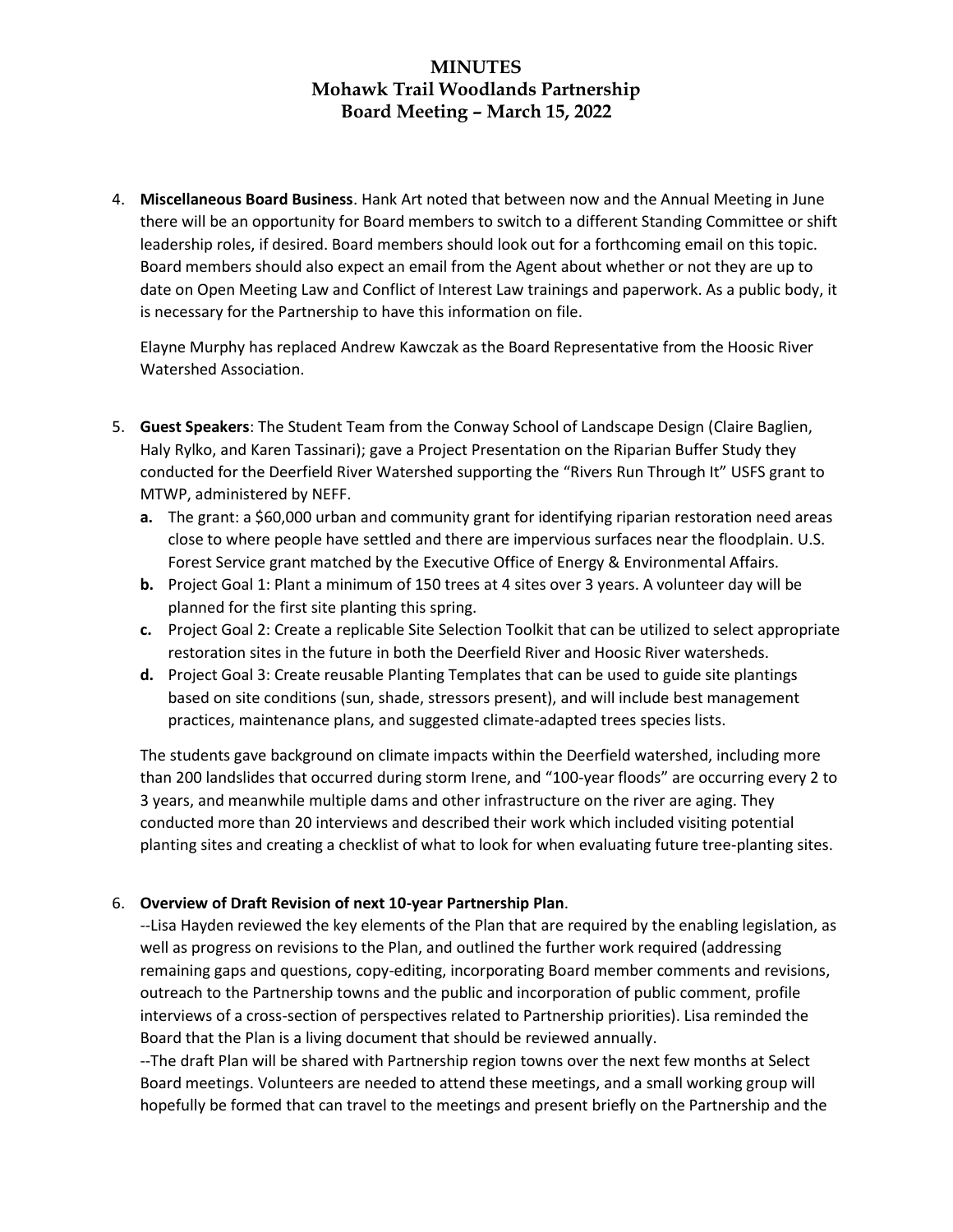# MINUTES
## Mohawk Trail Woodlands Partnership
## Board Meeting – March 15, 2022

4. **Miscellaneous Board Business**. Hank Art noted that between now and the Annual Meeting in June there will be an opportunity for Board members to switch to a different Standing Committee or shift leadership roles, if desired. Board members should look out for a forthcoming email on this topic. Board members should also expect an email from the Agent about whether or not they are up to date on Open Meeting Law and Conflict of Interest Law trainings and paperwork. As a public body, it is necessary for the Partnership to have this information on file.

   Elayne Murphy has replaced Andrew Kawczak as the Board Representative from the Hoosic River Watershed Association.

5. **Guest Speakers**: The Student Team from the Conway School of Landscape Design (Claire Baglien, Haly Rylko, and Karen Tassinari); gave a Project Presentation on the Riparian Buffer Study they conducted for the Deerfield River Watershed supporting the "Rivers Run Through It" USFS grant to MTWP, administered by NEFF.
   - **a.** The grant: a $60,000 urban and community grant for identifying riparian restoration need areas close to where people have settled and there are impervious surfaces near the floodplain. U.S. Forest Service grant matched by the Executive Office of Energy & Environmental Affairs.
   - **b.** Project Goal 1: Plant a minimum of 150 trees at 4 sites over 3 years. A volunteer day will be planned for the first site planting this spring.
   - **c.** Project Goal 2: Create a replicable Site Selection Toolkit that can be utilized to select appropriate restoration sites in the future in both the Deerfield River and Hoosic River watersheds.
   - **d.** Project Goal 3: Create reusable Planting Templates that can be used to guide site plantings based on site conditions (sun, shade, stressors present), and will include best management practices, maintenance plans, and suggested climate-adapted trees species lists.

   The students gave background on climate impacts within the Deerfield watershed, including more than 200 landslides that occurred during storm Irene, and "100-year floods" are occurring every 2 to 3 years, and meanwhile multiple dams and other infrastructure on the river are aging. They conducted more than 20 interviews and described their work which included visiting potential planting sites and creating a checklist of what to look for when evaluating future tree-planting sites.

6. **Overview of Draft Revision of next 10-year Partnership Plan**.
   --Lisa Hayden reviewed the key elements of the Plan that are required by the enabling legislation, as well as progress on revisions to the Plan, and outlined the further work required (addressing remaining gaps and questions, copy-editing, incorporating Board member comments and revisions, outreach to the Partnership towns and the public and incorporation of public comment, profile interviews of a cross-section of perspectives related to Partnership priorities). Lisa reminded the Board that the Plan is a living document that should be reviewed annually.
   --The draft Plan will be shared with Partnership region towns over the next few months at Select Board meetings. Volunteers are needed to attend these meetings, and a small working group will hopefully be formed that can travel to the meetings and present briefly on the Partnership and the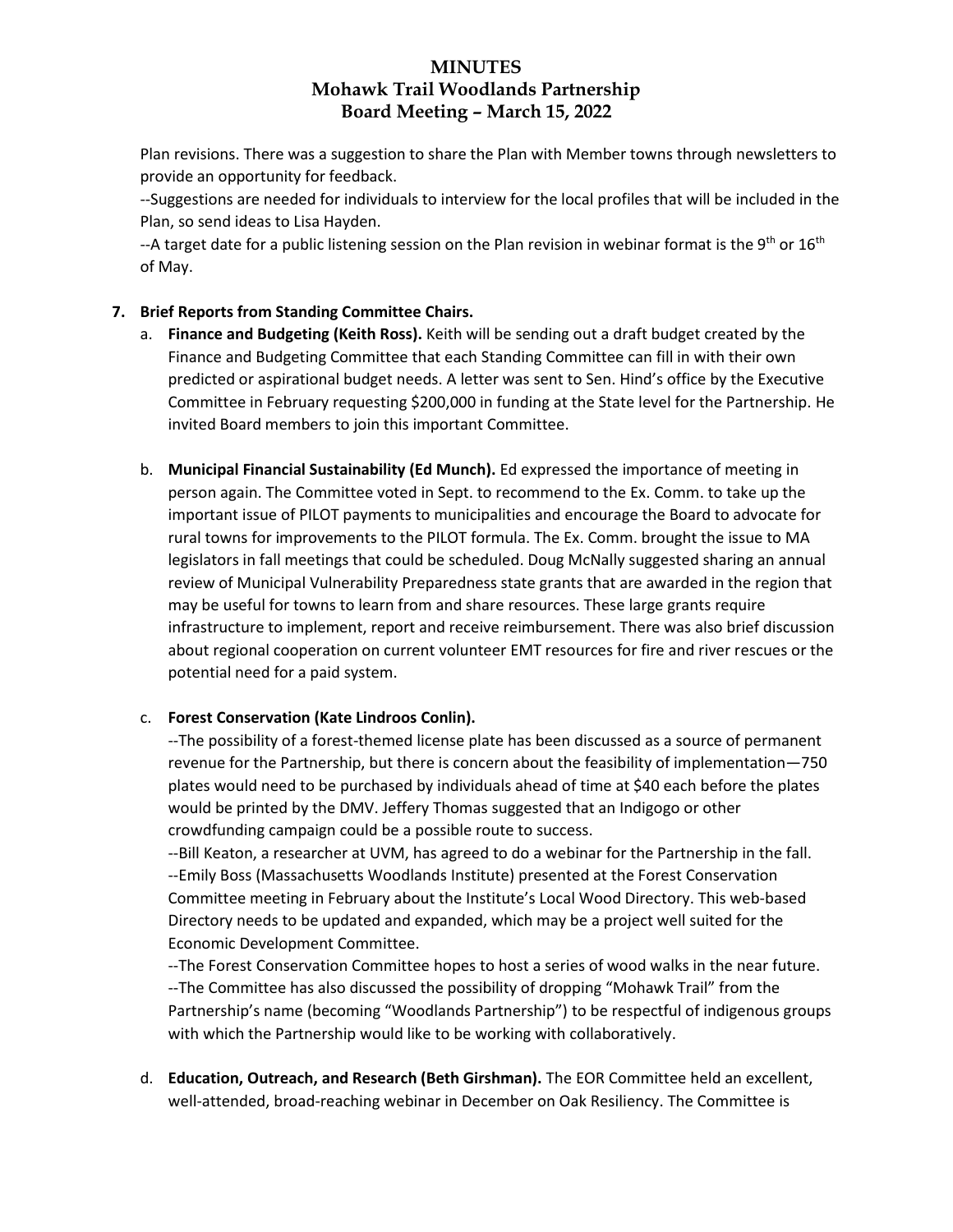Plan revisions. There was a suggestion to share the Plan with Member towns through newsletters to provide an opportunity for feedback.

--Suggestions are needed for individuals to interview for the local profiles that will be included in the Plan, so send ideas to Lisa Hayden.

--A target date for a public listening session on the Plan revision in webinar format is the 9th or 16th of May.

7. **Brief Reports from Standing Committee Chairs.**

   a. **Finance and Budgeting (Keith Ross).** Keith will be sending out a draft budget created by the Finance and Budgeting Committee that each Standing Committee can fill in with their own predicted or aspirational budget needs. A letter was sent to Sen. Hind's office by the Executive Committee in February requesting $200,000 in funding at the State level for the Partnership. He invited Board members to join this important Committee.

   b. **Municipal Financial Sustainability (Ed Munch).** Ed expressed the importance of meeting in person again. The Committee voted in Sept. to recommend to the Ex. Comm. to take up the important issue of PILOT payments to municipalities and encourage the Board to advocate for rural towns for improvements to the PILOT formula. The Ex. Comm. brought the issue to MA legislators in fall meetings that could be scheduled. Doug McNally suggested sharing an annual review of Municipal Vulnerability Preparedness state grants that are awarded in the region that may be useful for towns to learn from and share resources. These large grants require infrastructure to implement, report and receive reimbursement. There was also brief discussion about regional cooperation on current volunteer EMT resources for fire and river rescues or the potential need for a paid system.

   c. **Forest Conservation (Kate Lindroos Conlin).**

   --The possibility of a forest-themed license plate has been discussed as a source of permanent revenue for the Partnership, but there is concern about the feasibility of implementation—750 plates would need to be purchased by individuals ahead of time at $40 each before the plates would be printed by the DMV. Jeffery Thomas suggested that an Indigogo or other crowdfunding campaign could be a possible route to success.

   --Bill Keaton, a researcher at UVM, has agreed to do a webinar for the Partnership in the fall.

   --Emily Boss (Massachusetts Woodlands Institute) presented at the Forest Conservation Committee meeting in February about the Institute's Local Wood Directory. This web-based Directory needs to be updated and expanded, which may be a project well suited for the Economic Development Committee.

   --The Forest Conservation Committee hopes to host a series of wood walks in the near future.

   --The Committee has also discussed the possibility of dropping "Mohawk Trail" from the Partnership's name (becoming "Woodlands Partnership") to be respectful of indigenous groups with which the Partnership would like to be working with collaboratively.

   d. **Education, Outreach, and Research (Beth Girshman).** The EOR Committee held an excellent, well-attended, broad-reaching webinar in December on Oak Resiliency. The Committee is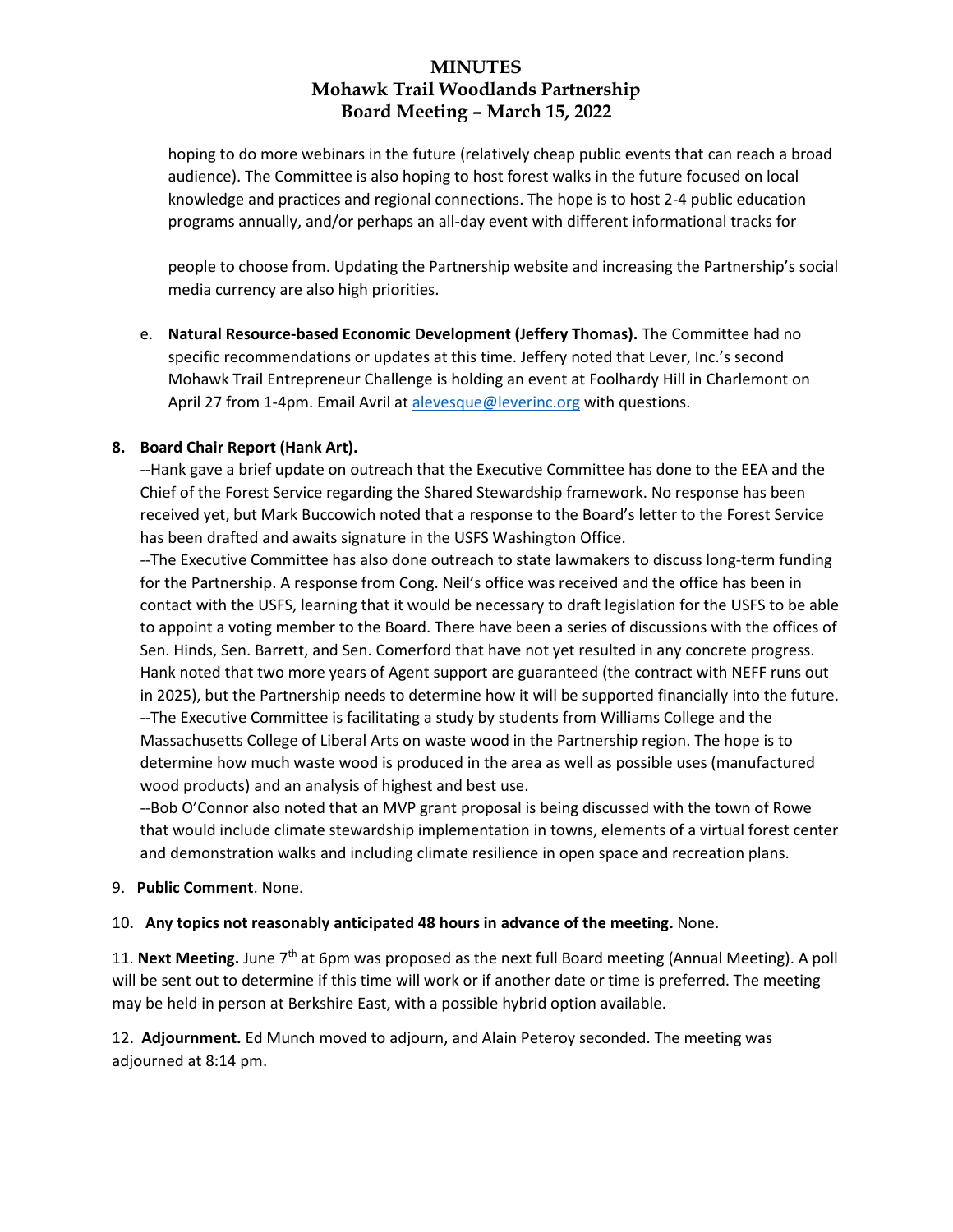hoping to do more webinars in the future (relatively cheap public events that can reach a broad audience). The Committee is also hoping to host forest walks in the future focused on local knowledge and practices and regional connections. The hope is to host 2-4 public education programs annually, and/or perhaps an all-day event with different informational tracks for people to choose from. Updating the Partnership website and increasing the Partnership's social media currency are also high priorities.

e. **Natural Resource-based Economic Development (Jeffery Thomas).** The Committee had no specific recommendations or updates at this time. Jeffery noted that Lever, Inc.'s second Mohawk Trail Entrepreneur Challenge is holding an event at Foolhardy Hill in Charlemont on April 27 from 1-4pm. Email Avril at alevesque@leverinc.org with questions.

**8. Board Chair Report (Hank Art).**

--Hank gave a brief update on outreach that the Executive Committee has done to the EEA and the Chief of the Forest Service regarding the Shared Stewardship framework. No response has been received yet, but Mark Buccowich noted that a response to the Board's letter to the Forest Service has been drafted and awaits signature in the USFS Washington Office.

--The Executive Committee has also done outreach to state lawmakers to discuss long-term funding for the Partnership. A response from Cong. Neil's office was received and the office has been in contact with the USFS, learning that it would be necessary to draft legislation for the USFS to be able to appoint a voting member to the Board. There have been a series of discussions with the offices of Sen. Hinds, Sen. Barrett, and Sen. Comerford that have not yet resulted in any concrete progress. Hank noted that two more years of Agent support are guaranteed (the contract with NEFF runs out in 2025), but the Partnership needs to determine how it will be supported financially into the future.

--The Executive Committee is facilitating a study by students from Williams College and the Massachusetts College of Liberal Arts on waste wood in the Partnership region. The hope is to determine how much waste wood is produced in the area as well as possible uses (manufactured wood products) and an analysis of highest and best use.

--Bob O'Connor also noted that an MVP grant proposal is being discussed with the town of Rowe that would include climate stewardship implementation in towns, elements of a virtual forest center and demonstration walks and including climate resilience in open space and recreation plans.

9. **Public Comment**. None.

10. **Any topics not reasonably anticipated 48 hours in advance of the meeting.** None.

11. **Next Meeting.** June 7th at 6pm was proposed as the next full Board meeting (Annual Meeting). A poll will be sent out to determine if this time will work or if another date or time is preferred. The meeting may be held in person at Berkshire East, with a possible hybrid option available.

12. **Adjournment.** Ed Munch moved to adjourn, and Alain Peteroy seconded. The meeting was adjourned at 8:14 pm.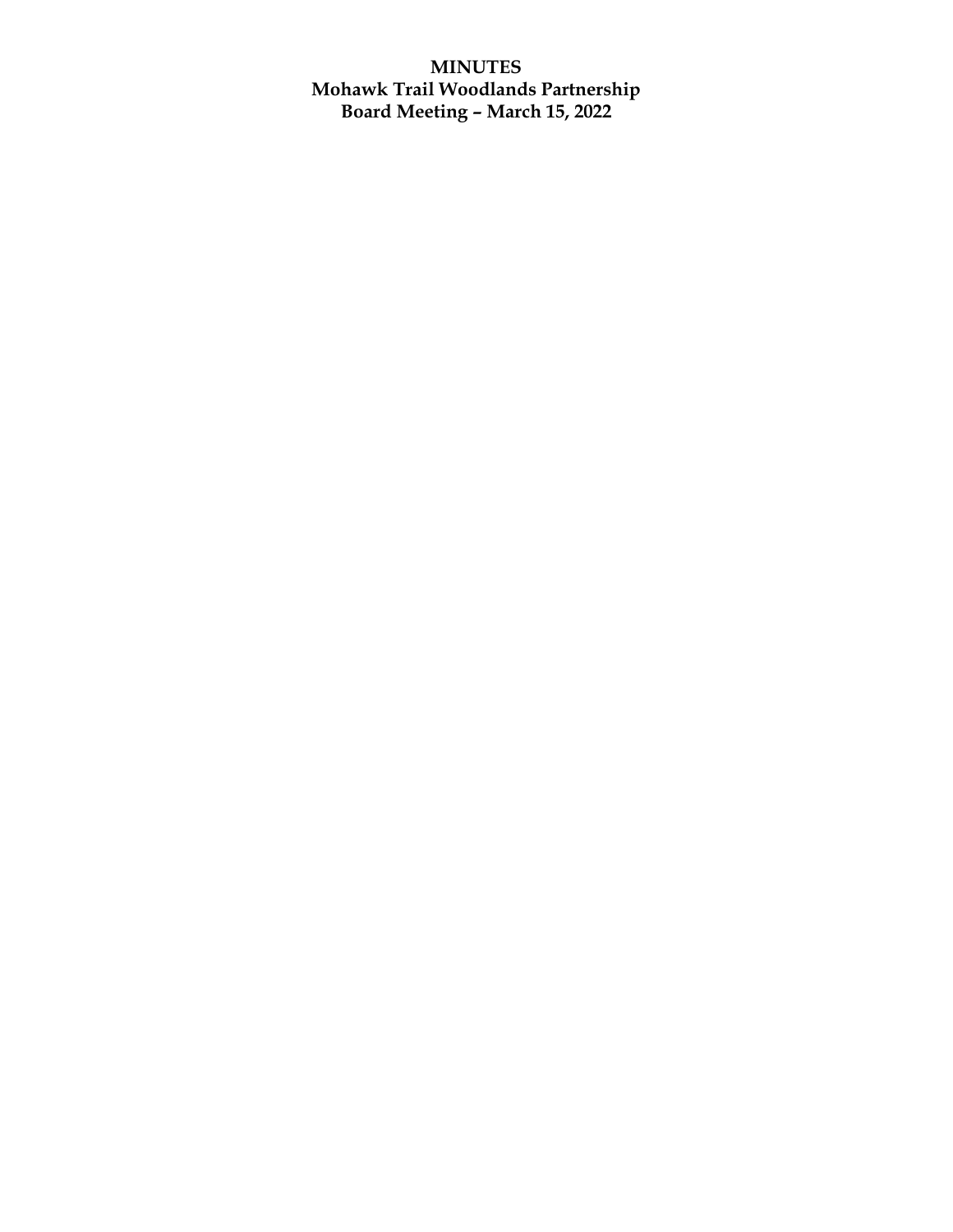**MINUTES**
**Mohawk Trail Woodlands Partnership**
**Board Meeting – March 15, 2022**